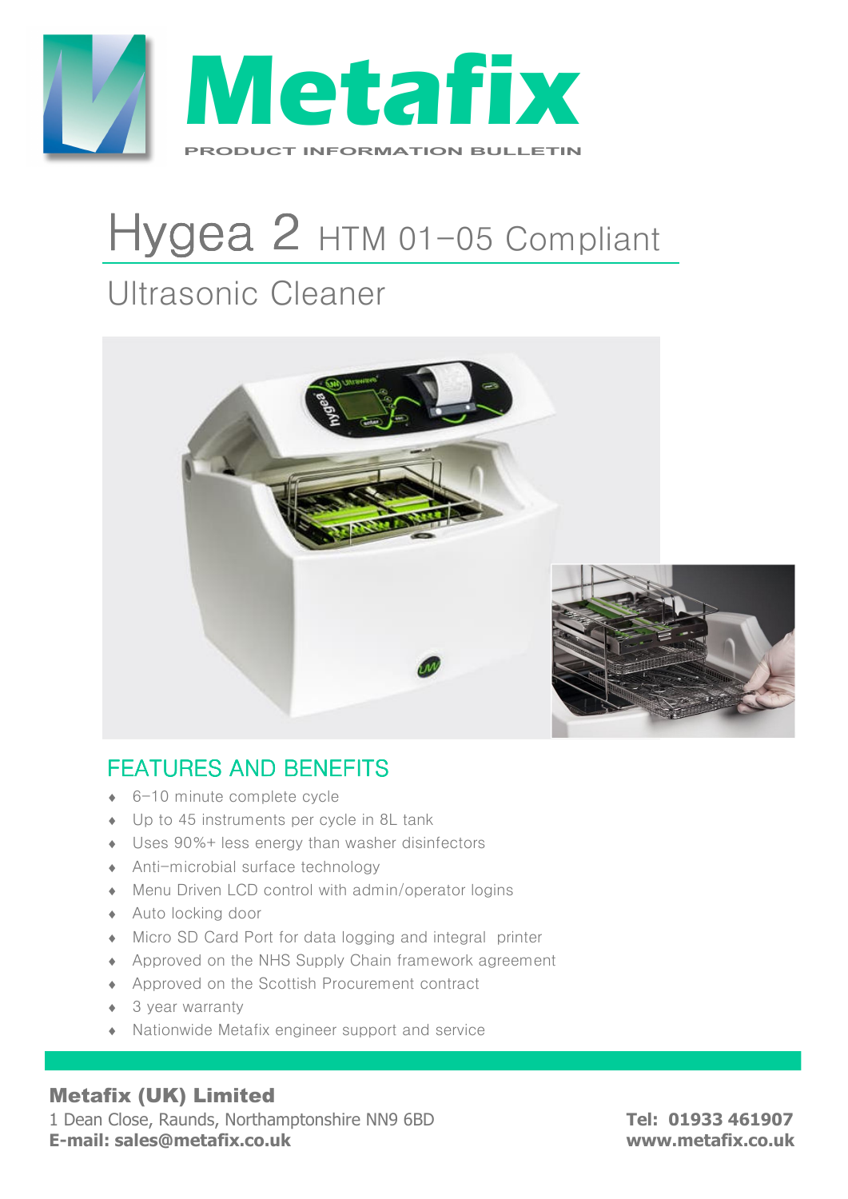# Metafix

PRODUCT INFORMATION BULLETIN

# Hygea 2 HTM 01-05 Compliant

## Ultrasonic Cleaner

## FEATURES AND BENEFITS

- 6-10 minute complete cycle
- Up to 45 instruments per cycle in 8L tank
- Uses 90%+ less energy than washer disinfectors
- Anti-microbial surface technology
- Menu Driven LCD control with admin/operator logins
- Auto locking door
- Micro SD Card Port for data logging and integral printer
- Approved on the NHS Supply Chain framework agreement
- Approved on the Scottish Procurement contract
- 3 year warranty
- Nationwide Metafix engineer support and service

**Metafix (UK) Limited**
1 Dean Close, Raunds, Northamptonshire NN9 6BD
**E-mail: sales@metafix.co.uk**

**Tel: 01933 461907**
**www.metafix.co.uk**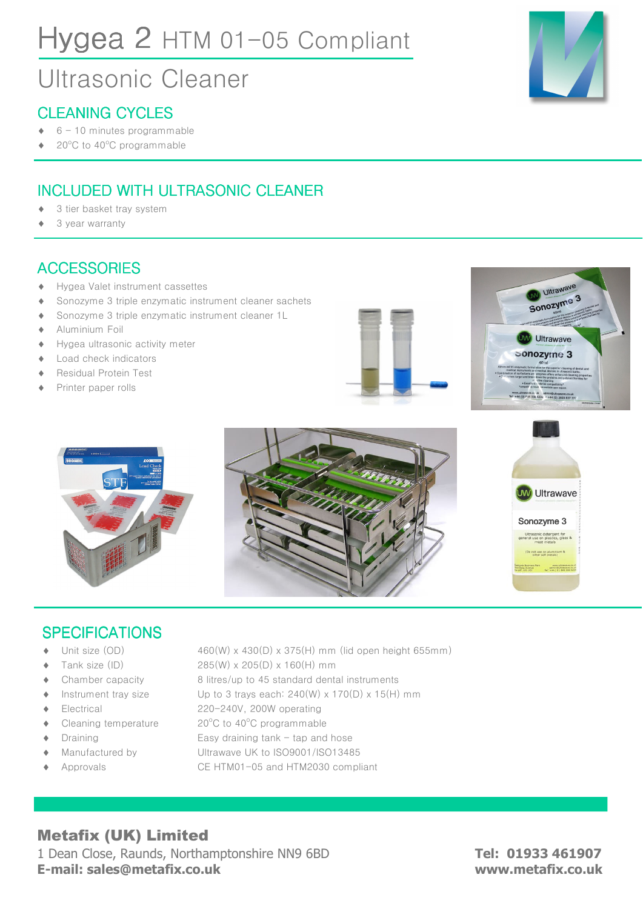# Hygea 2 HTM 01-05 Compliant

## Ultrasonic Cleaner

### CLEANING CYCLES

- 6 – 10 minutes programmable
- 20°C to 40°C programmable

### INCLUDED WITH ULTRASONIC CLEANER

- 3 tier basket tray system
- 3 year warranty

### ACCESSORIES

- Hygea Valet instrument cassettes
- Sonozyme 3 triple enzymatic instrument cleaner sachets
- Sonozyme 3 triple enzymatic instrument cleaner 1L
- Aluminium Foil
- Hygea ultrasonic activity meter
- Load check indicators
- Residual Protein Test
- Printer paper rolls

### SPECIFICATIONS

| | |
|---|---|
| Unit size (OD) | 460(W) x 430(D) x 375(H) mm (lid open height 655mm) |
| Tank size (ID) | 285(W) x 205(D) x 160(H) mm |
| Chamber capacity | 8 litres/up to 45 standard dental instruments |
| Instrument tray size | Up to 3 trays each: 240(W) x 170(D) x 15(H) mm |
| Electrical | 220-240V, 200W operating |
| Cleaning temperature | 20°C to 40°C programmable |
| Draining | Easy draining tank – tap and hose |
| Manufactured by | Ultrawave UK to ISO9001/ISO13485 |
| Approvals | CE HTM01-05 and HTM2030 compliant |

**Metafix (UK) Limited**
1 Dean Close, Raunds, Northamptonshire NN9 6BD
**E-mail: sales@metafix.co.uk**

**Tel: 01933 461907**
**www.metafix.co.uk**